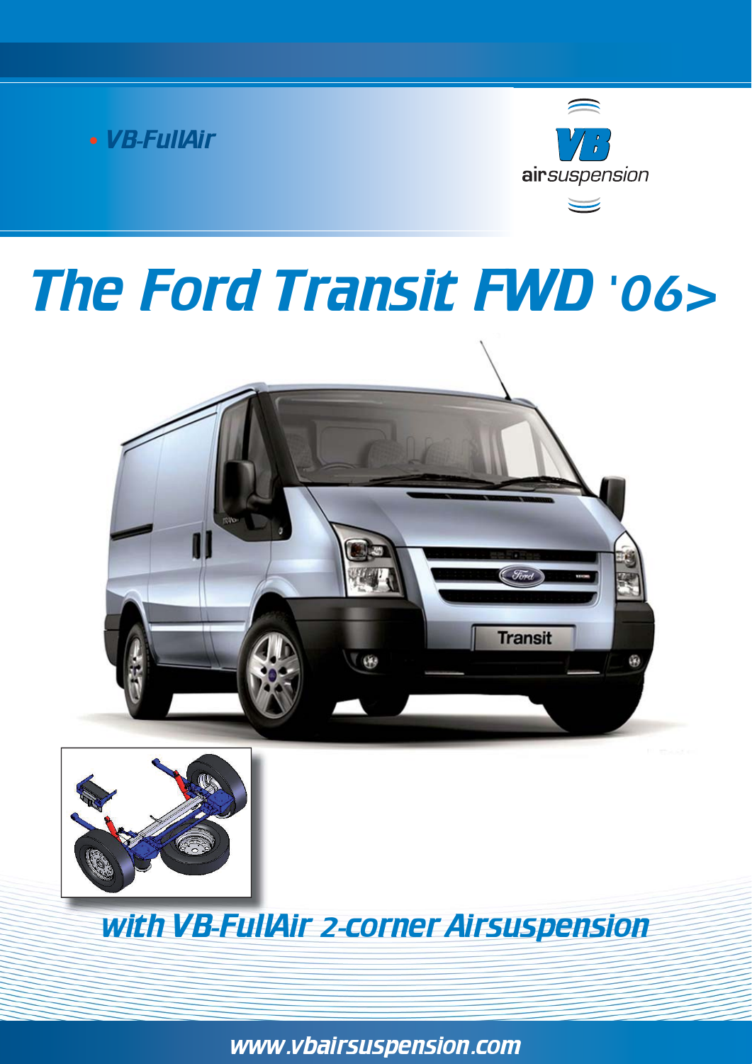• VB-FullAir

VB airsuspension

# The Ford Transit FWD '06>

## with VB-FullAir 2-corner Airsuspension

www.vbairsuspension.com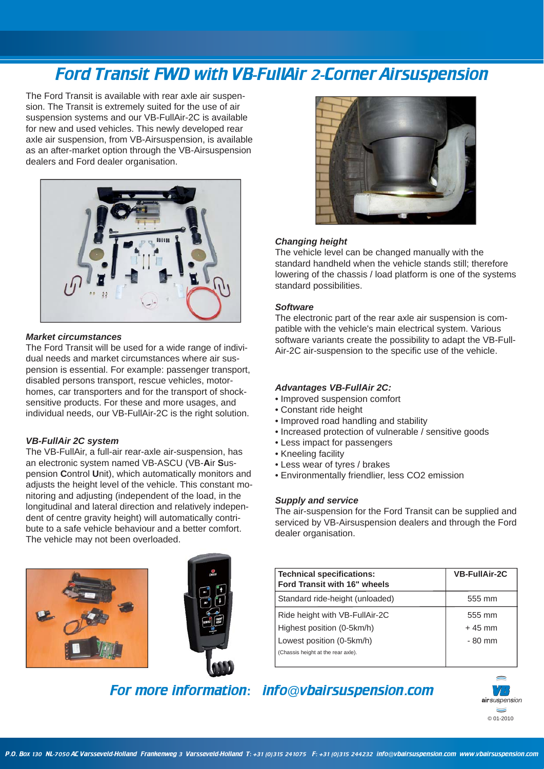# *Ford Transit FWD with VB-FullAir 2-Corner Airsuspension*

The Ford Transit is available with rear axle air suspension. The Transit is extremely suited for the use of air suspension systems and our VB-FullAir-2C is available for new and used vehicles. This newly developed rear axle air suspension, from VB-Airsuspension, is available as an after-market option through the VB-Airsuspension dealers and Ford dealer organisation.

### *Market circumstances*

The Ford Transit will be used for a wide range of individual needs and market circumstances where air suspension is essential. For example: passenger transport, disabled persons transport, rescue vehicles, motorhomes, car transporters and for the transport of shock-sensitive products. For these and more usages, and individual needs, our VB-FullAir-2C is the right solution.

### *VB-FullAir 2C system*

The VB-FullAir, a full-air rear-axle air-suspension, has an electronic system named VB-ASCU (VB-**A**ir **S**uspension **C**ontrol **U**nit), which automatically monitors and adjusts the height level of the vehicle. This constant monitoring and adjusting (independent of the load, in the longitudinal and lateral direction and relatively independent of centre gravity height) will automatically contribute to a safe vehicle behaviour and a better comfort. The vehicle may not been overloaded.

### *Changing height*

The vehicle level can be changed manually with the standard handheld when the vehicle stands still; therefore lowering of the chassis / load platform is one of the systems standard possibilities.

### *Software*

The electronic part of the rear axle air suspension is compatible with the vehicle's main electrical system. Various software variants create the possibility to adapt the VB-FullAir-2C air-suspension to the specific use of the vehicle.

### *Advantages VB-FullAir 2C:*

- Improved suspension comfort
- Constant ride height
- Improved road handling and stability
- Increased protection of vulnerable / sensitive goods
- Less impact for passengers
- Kneeling facility
- Less wear of tyres / brakes
- Environmentally friendlier, less $CO_2$ emission

### *Supply and service*

The air-suspension for the Ford Transit can be supplied and serviced by VB-Airsuspension dealers and through the Ford dealer organisation.

| **Technical specifications: Ford Transit with 16" wheels** | **VB-FullAir-2C** |
|---|---|
| Standard ride-height (unloaded) | 555 mm |
| Ride height with VB-FullAir-2C | 555 mm |
| Highest position (0-5km/h) | + 45 mm |
| Lowest position (0-5km/h) | - 80 mm |
| (Chassis height at the rear axle). | |

## *For more information: info@vbairsuspension.com*

© 01-2010

P.O. Box 130 NL-7050 AC Varsseveld-Holland Frankenweg 3 Varsseveld-Holland T: +31 (0)315 241075 F: +31 (0)315 244232 info@vbairsuspension.com www.vbairsuspension.com